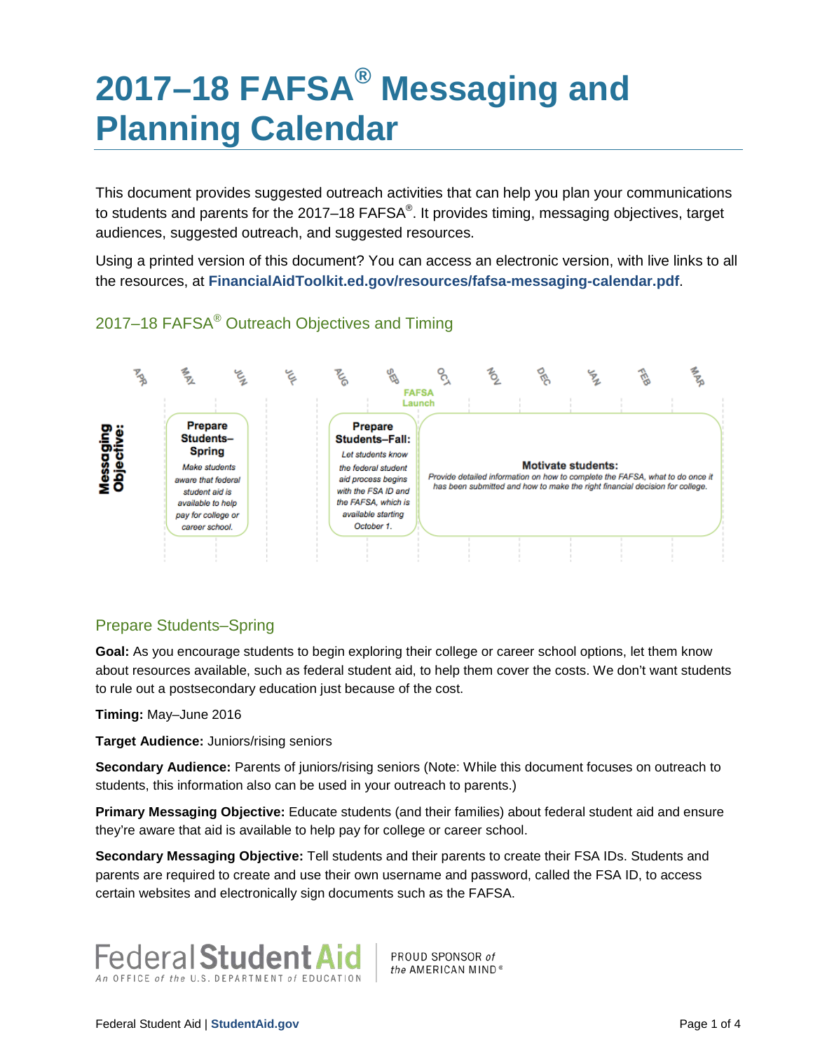# 2017–18 FAFSA® Messaging and Planning Calendar

This document provides suggested outreach activities that can help you plan your communications to students and parents for the 2017–18 FAFSA®. It provides timing, messaging objectives, target audiences, suggested outreach, and suggested resources.

Using a printed version of this document? You can access an electronic version, with live links to all the resources, at **FinancialAidToolkit.ed.gov/resources/fafsa-messaging-calendar.pdf**.

## 2017–18 FAFSA® Outreach Objectives and Timing

| | APR | MAY | JUN | JUL | AUG | SEP | OCT | NOV | DEC | JAN | FEB | MAR |
|---|---|---|---|---|---|---|---|---|---|---|---|---|
| **Messaging Objective:** | | **Prepare Students–Spring** *Make students aware that federal student aid is available to help pay for college or career school.* | | | **Prepare Students–Fall:** *Let students know the federal student aid process begins with the FSA ID and the FAFSA, which is available starting October 1.* | | **FAFSA Launch** — **Motivate students:** *Provide detailed information on how to complete the FAFSA, what to do once it has been submitted and how to make the right financial decision for college.* | | | | | |

## Prepare Students–Spring

**Goal:** As you encourage students to begin exploring their college or career school options, let them know about resources available, such as federal student aid, to help them cover the costs. We don't want students to rule out a postsecondary education just because of the cost.

**Timing:** May–June 2016

**Target Audience:** Juniors/rising seniors

**Secondary Audience:** Parents of juniors/rising seniors (Note: While this document focuses on outreach to students, this information also can be used in your outreach to parents.)

**Primary Messaging Objective:** Educate students (and their families) about federal student aid and ensure they're aware that aid is available to help pay for college or career school.

**Secondary Messaging Objective:** Tell students and their parents to create their FSA IDs. Students and parents are required to create and use their own username and password, called the FSA ID, to access certain websites and electronically sign documents such as the FAFSA.

Federal Student Aid — An OFFICE of the U.S. DEPARTMENT of EDUCATION | PROUD SPONSOR of the AMERICAN MIND®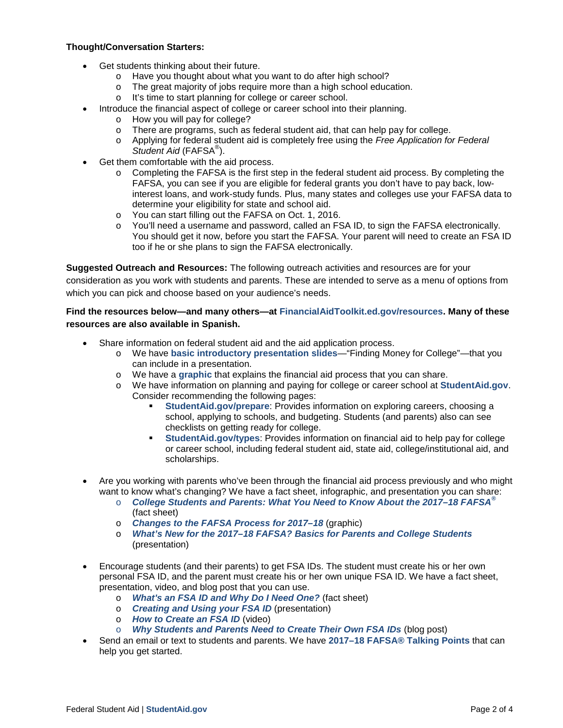**Thought/Conversation Starters:**

- Get students thinking about their future.
  - Have you thought about what you want to do after high school?
  - The great majority of jobs require more than a high school education.
  - It's time to start planning for college or career school.
- Introduce the financial aspect of college or career school into their planning.
  - How you will pay for college?
  - There are programs, such as federal student aid, that can help pay for college.
  - Applying for federal student aid is completely free using the *Free Application for Federal Student Aid* (FAFSA®).
- Get them comfortable with the aid process.
  - Completing the FAFSA is the first step in the federal student aid process. By completing the FAFSA, you can see if you are eligible for federal grants you don't have to pay back, low-interest loans, and work-study funds. Plus, many states and colleges use your FAFSA data to determine your eligibility for state and school aid.
  - You can start filling out the FAFSA on Oct. 1, 2016.
  - You'll need a username and password, called an FSA ID, to sign the FAFSA electronically. You should get it now, before you start the FAFSA. Your parent will need to create an FSA ID too if he or she plans to sign the FAFSA electronically.

**Suggested Outreach and Resources:** The following outreach activities and resources are for your consideration as you work with students and parents. These are intended to serve as a menu of options from which you can pick and choose based on your audience's needs.

**Find the resources below—and many others—at FinancialAidToolkit.ed.gov/resources. Many of these resources are also available in Spanish.**

- Share information on federal student aid and the aid application process.
  - We have **basic introductory presentation slides**—"Finding Money for College"—that you can include in a presentation.
  - We have a **graphic** that explains the financial aid process that you can share.
  - We have information on planning and paying for college or career school at **StudentAid.gov**. Consider recommending the following pages:
    - **StudentAid.gov/prepare**: Provides information on exploring careers, choosing a school, applying to schools, and budgeting. Students (and parents) also can see checklists on getting ready for college.
    - **StudentAid.gov/types**: Provides information on financial aid to help pay for college or career school, including federal student aid, state aid, college/institutional aid, and scholarships.

- Are you working with parents who've been through the financial aid process previously and who might want to know what's changing? We have a fact sheet, infographic, and presentation you can share:
  - ***College Students and Parents: What You Need to Know About the 2017–18 FAFSA®*** (fact sheet)
  - ***Changes to the FAFSA Process for 2017–18*** (graphic)
  - ***What's New for the 2017–18 FAFSA? Basics for Parents and College Students*** (presentation)

- Encourage students (and their parents) to get FSA IDs. The student must create his or her own personal FSA ID, and the parent must create his or her own unique FSA ID. We have a fact sheet, presentation, video, and blog post that you can use.
  - ***What's an FSA ID and Why Do I Need One?*** (fact sheet)
  - ***Creating and Using your FSA ID*** (presentation)
  - ***How to Create an FSA ID*** (video)
  - ***Why Students and Parents Need to Create Their Own FSA IDs*** (blog post)
- Send an email or text to students and parents. We have **2017–18 FAFSA® Talking Points** that can help you get started.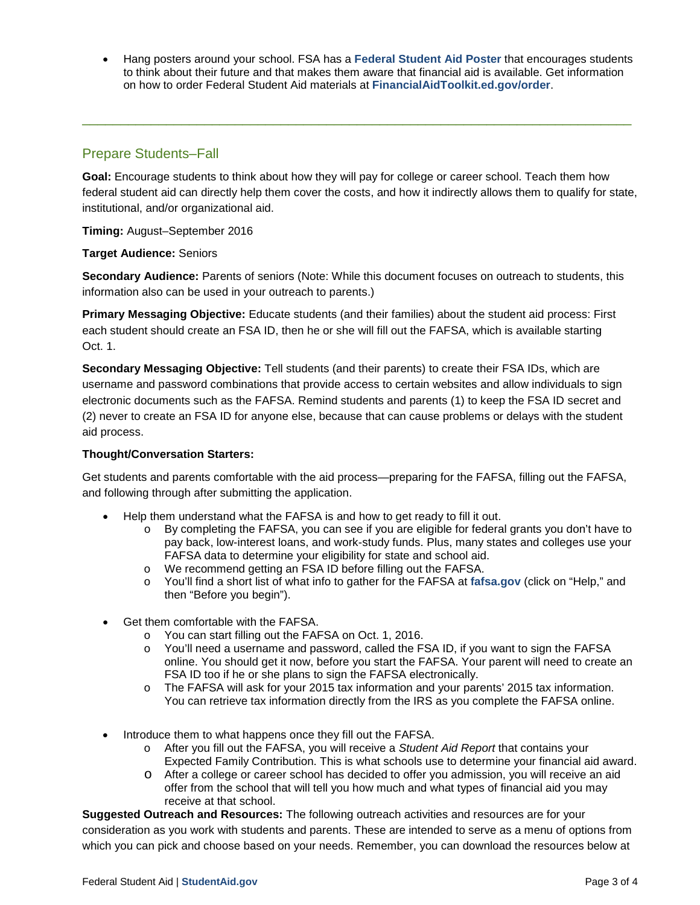- Hang posters around your school. FSA has a **Federal Student Aid Poster** that encourages students to think about their future and that makes them aware that financial aid is available. Get information on how to order Federal Student Aid materials at **FinancialAidToolkit.ed.gov/order**.

---

## Prepare Students–Fall

**Goal:** Encourage students to think about how they will pay for college or career school. Teach them how federal student aid can directly help them cover the costs, and how it indirectly allows them to qualify for state, institutional, and/or organizational aid.

**Timing:** August–September 2016

**Target Audience:** Seniors

**Secondary Audience:** Parents of seniors (Note: While this document focuses on outreach to students, this information also can be used in your outreach to parents.)

**Primary Messaging Objective:** Educate students (and their families) about the student aid process: First each student should create an FSA ID, then he or she will fill out the FAFSA, which is available starting Oct. 1.

**Secondary Messaging Objective:** Tell students (and their parents) to create their FSA IDs, which are username and password combinations that provide access to certain websites and allow individuals to sign electronic documents such as the FAFSA. Remind students and parents (1) to keep the FSA ID secret and (2) never to create an FSA ID for anyone else, because that can cause problems or delays with the student aid process.

**Thought/Conversation Starters:**

Get students and parents comfortable with the aid process—preparing for the FAFSA, filling out the FAFSA, and following through after submitting the application.

- Help them understand what the FAFSA is and how to get ready to fill it out.
  - By completing the FAFSA, you can see if you are eligible for federal grants you don't have to pay back, low-interest loans, and work-study funds. Plus, many states and colleges use your FAFSA data to determine your eligibility for state and school aid.
  - We recommend getting an FSA ID before filling out the FAFSA.
  - You'll find a short list of what info to gather for the FAFSA at **fafsa.gov** (click on "Help," and then "Before you begin").

- Get them comfortable with the FAFSA.
  - You can start filling out the FAFSA on Oct. 1, 2016.
  - You'll need a username and password, called the FSA ID, if you want to sign the FAFSA online. You should get it now, before you start the FAFSA. Your parent will need to create an FSA ID too if he or she plans to sign the FAFSA electronically.
  - The FAFSA will ask for your 2015 tax information and your parents' 2015 tax information. You can retrieve tax information directly from the IRS as you complete the FAFSA online.

- Introduce them to what happens once they fill out the FAFSA.
  - After you fill out the FAFSA, you will receive a *Student Aid Report* that contains your Expected Family Contribution. This is what schools use to determine your financial aid award.
  - After a college or career school has decided to offer you admission, you will receive an aid offer from the school that will tell you how much and what types of financial aid you may receive at that school.

**Suggested Outreach and Resources:** The following outreach activities and resources are for your consideration as you work with students and parents. These are intended to serve as a menu of options from which you can pick and choose based on your needs. Remember, you can download the resources below at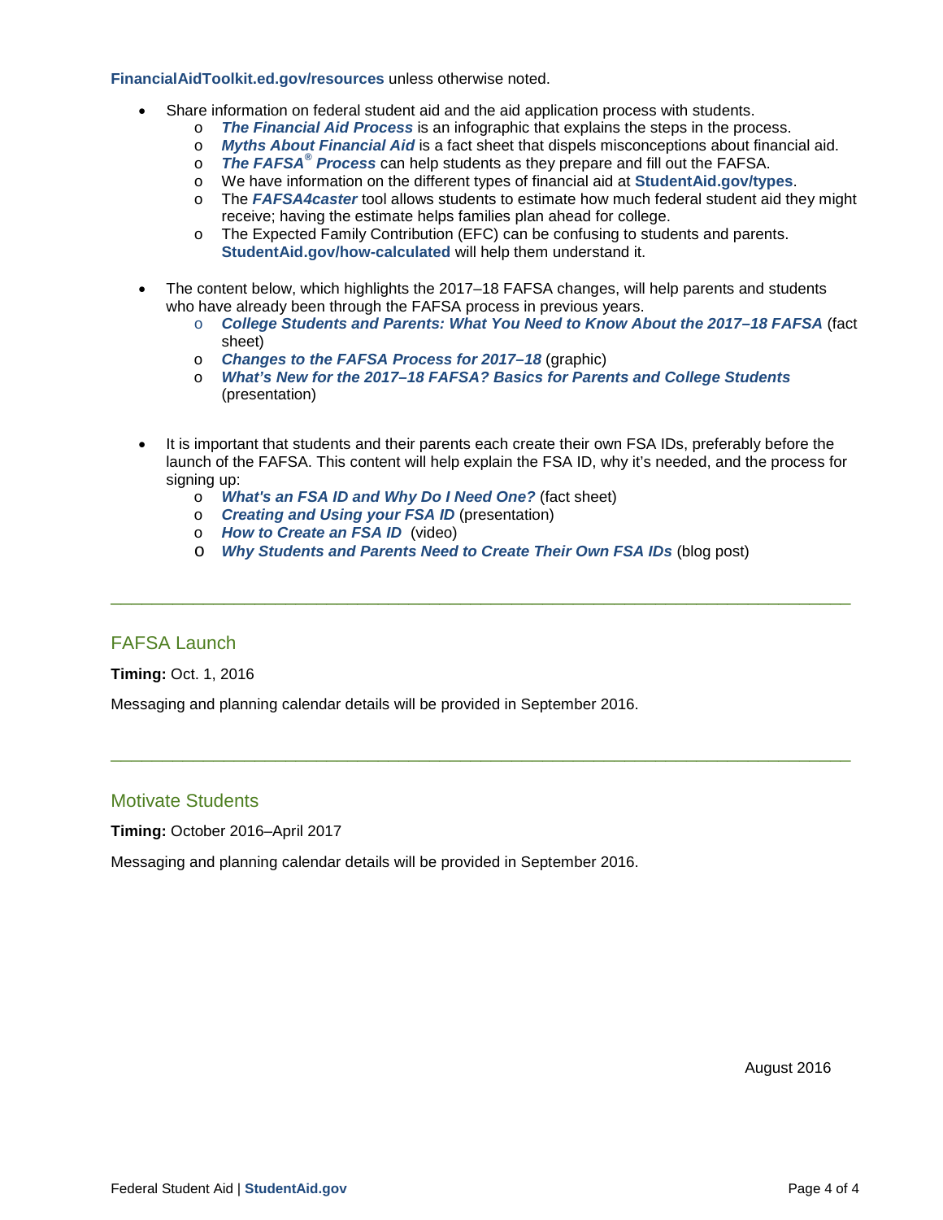**FinancialAidToolkit.ed.gov/resources** unless otherwise noted.

- Share information on federal student aid and the aid application process with students.
  - ***The Financial Aid Process*** is an infographic that explains the steps in the process.
  - ***Myths About Financial Aid*** is a fact sheet that dispels misconceptions about financial aid.
  - ***The FAFSA® Process*** can help students as they prepare and fill out the FAFSA.
  - We have information on the different types of financial aid at **StudentAid.gov/types**.
  - The ***FAFSA4caster*** tool allows students to estimate how much federal student aid they might receive; having the estimate helps families plan ahead for college.
  - The Expected Family Contribution (EFC) can be confusing to students and parents. **StudentAid.gov/how-calculated** will help them understand it.

- The content below, which highlights the 2017–18 FAFSA changes, will help parents and students who have already been through the FAFSA process in previous years.
  - ***College Students and Parents: What You Need to Know About the 2017–18 FAFSA*** (fact sheet)
  - ***Changes to the FAFSA Process for 2017–18*** (graphic)
  - ***What's New for the 2017–18 FAFSA? Basics for Parents and College Students*** (presentation)

- It is important that students and their parents each create their own FSA IDs, preferably before the launch of the FAFSA. This content will help explain the FSA ID, why it's needed, and the process for signing up:
  - ***What's an FSA ID and Why Do I Need One?*** (fact sheet)
  - ***Creating and Using your FSA ID*** (presentation)
  - ***How to Create an FSA ID*** (video)
  - ***Why Students and Parents Need to Create Their Own FSA IDs*** (blog post)

---

## FAFSA Launch

**Timing:** Oct. 1, 2016

Messaging and planning calendar details will be provided in September 2016.

---

## Motivate Students

**Timing:** October 2016–April 2017

Messaging and planning calendar details will be provided in September 2016.

August 2016